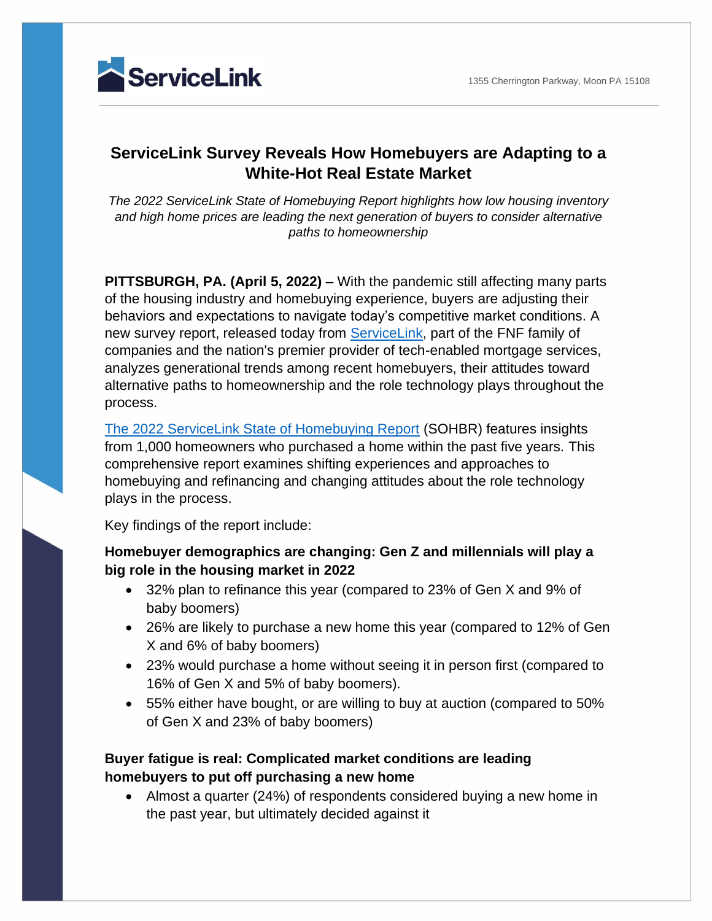ServiceLink

1355 Cherrington Parkway, Moon PA 15108

# ServiceLink Survey Reveals How Homebuyers are Adapting to a White-Hot Real Estate Market

*The 2022 ServiceLink State of Homebuying Report highlights how low housing inventory and high home prices are leading the next generation of buyers to consider alternative paths to homeownership*

**PITTSBURGH, PA. (April 5, 2022) –** With the pandemic still affecting many parts of the housing industry and homebuying experience, buyers are adjusting their behaviors and expectations to navigate today's competitive market conditions. A new survey report, released today from ServiceLink, part of the FNF family of companies and the nation's premier provider of tech-enabled mortgage services, analyzes generational trends among recent homebuyers, their attitudes toward alternative paths to homeownership and the role technology plays throughout the process.

The 2022 ServiceLink State of Homebuying Report (SOHBR) features insights from 1,000 homeowners who purchased a home within the past five years. This comprehensive report examines shifting experiences and approaches to homebuying and refinancing and changing attitudes about the role technology plays in the process.

Key findings of the report include:

**Homebuyer demographics are changing: Gen Z and millennials will play a big role in the housing market in 2022**

- 32% plan to refinance this year (compared to 23% of Gen X and 9% of baby boomers)
- 26% are likely to purchase a new home this year (compared to 12% of Gen X and 6% of baby boomers)
- 23% would purchase a home without seeing it in person first (compared to 16% of Gen X and 5% of baby boomers).
- 55% either have bought, or are willing to buy at auction (compared to 50% of Gen X and 23% of baby boomers)

**Buyer fatigue is real: Complicated market conditions are leading homebuyers to put off purchasing a new home**

- Almost a quarter (24%) of respondents considered buying a new home in the past year, but ultimately decided against it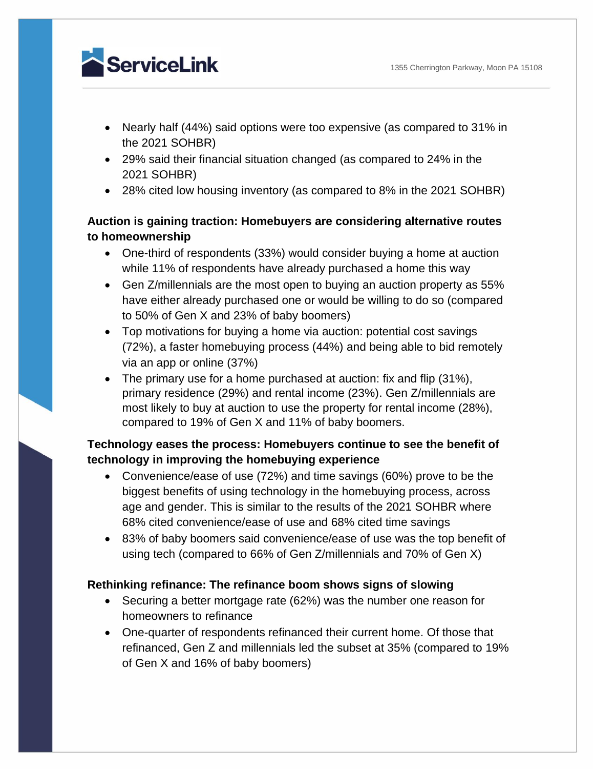- Nearly half (44%) said options were too expensive (as compared to 31% in the 2021 SOHBR)
- 29% said their financial situation changed (as compared to 24% in the 2021 SOHBR)
- 28% cited low housing inventory (as compared to 8% in the 2021 SOHBR)

**Auction is gaining traction: Homebuyers are considering alternative routes to homeownership**

- One-third of respondents (33%) would consider buying a home at auction while 11% of respondents have already purchased a home this way
- Gen Z/millennials are the most open to buying an auction property as 55% have either already purchased one or would be willing to do so (compared to 50% of Gen X and 23% of baby boomers)
- Top motivations for buying a home via auction: potential cost savings (72%), a faster homebuying process (44%) and being able to bid remotely via an app or online (37%)
- The primary use for a home purchased at auction: fix and flip (31%), primary residence (29%) and rental income (23%). Gen Z/millennials are most likely to buy at auction to use the property for rental income (28%), compared to 19% of Gen X and 11% of baby boomers.

**Technology eases the process: Homebuyers continue to see the benefit of technology in improving the homebuying experience**

- Convenience/ease of use (72%) and time savings (60%) prove to be the biggest benefits of using technology in the homebuying process, across age and gender. This is similar to the results of the 2021 SOHBR where 68% cited convenience/ease of use and 68% cited time savings
- 83% of baby boomers said convenience/ease of use was the top benefit of using tech (compared to 66% of Gen Z/millennials and 70% of Gen X)

**Rethinking refinance: The refinance boom shows signs of slowing**

- Securing a better mortgage rate (62%) was the number one reason for homeowners to refinance
- One-quarter of respondents refinanced their current home. Of those that refinanced, Gen Z and millennials led the subset at 35% (compared to 19% of Gen X and 16% of baby boomers)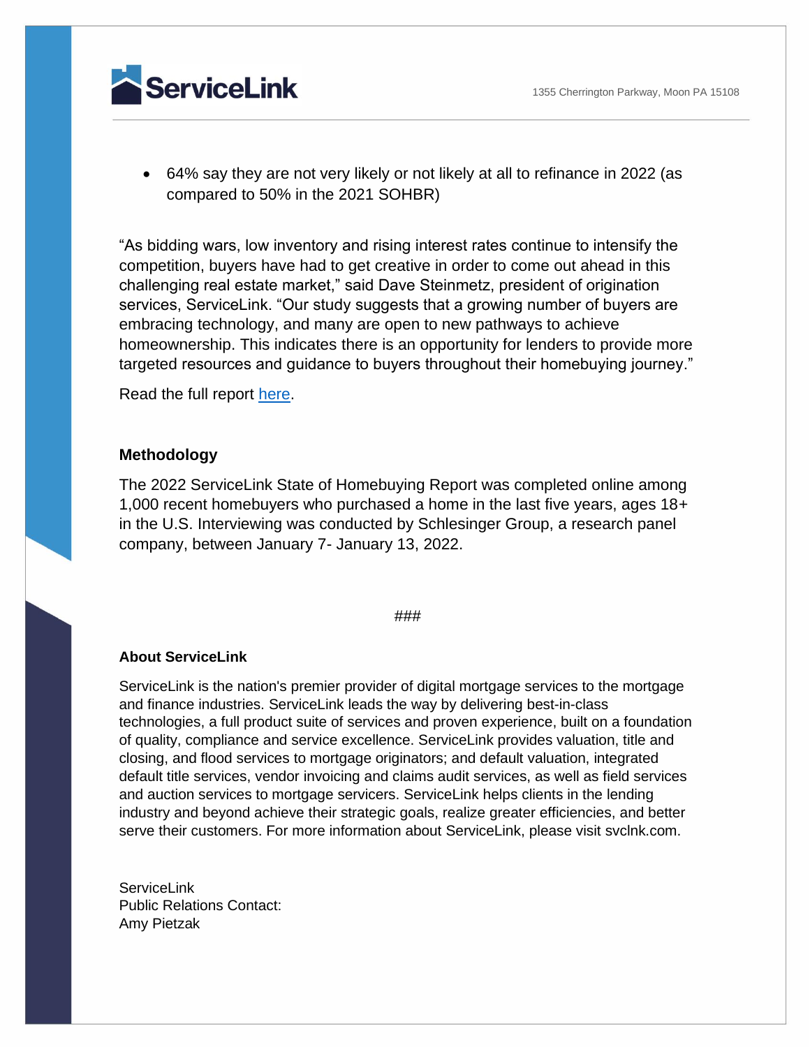- 64% say they are not very likely or not likely at all to refinance in 2022 (as compared to 50% in the 2021 SOHBR)

“As bidding wars, low inventory and rising interest rates continue to intensify the competition, buyers have had to get creative in order to come out ahead in this challenging real estate market,” said Dave Steinmetz, president of origination services, ServiceLink. “Our study suggests that a growing number of buyers are embracing technology, and many are open to new pathways to achieve homeownership. This indicates there is an opportunity for lenders to provide more targeted resources and guidance to buyers throughout their homebuying journey.”

Read the full report here.

**Methodology**

The 2022 ServiceLink State of Homebuying Report was completed online among 1,000 recent homebuyers who purchased a home in the last five years, ages 18+ in the U.S. Interviewing was conducted by Schlesinger Group, a research panel company, between January 7- January 13, 2022.

###

**About ServiceLink**

ServiceLink is the nation's premier provider of digital mortgage services to the mortgage and finance industries. ServiceLink leads the way by delivering best-in-class technologies, a full product suite of services and proven experience, built on a foundation of quality, compliance and service excellence. ServiceLink provides valuation, title and closing, and flood services to mortgage originators; and default valuation, integrated default title services, vendor invoicing and claims audit services, as well as field services and auction services to mortgage servicers. ServiceLink helps clients in the lending industry and beyond achieve their strategic goals, realize greater efficiencies, and better serve their customers. For more information about ServiceLink, please visit svclnk.com.

ServiceLink
Public Relations Contact:
Amy Pietzak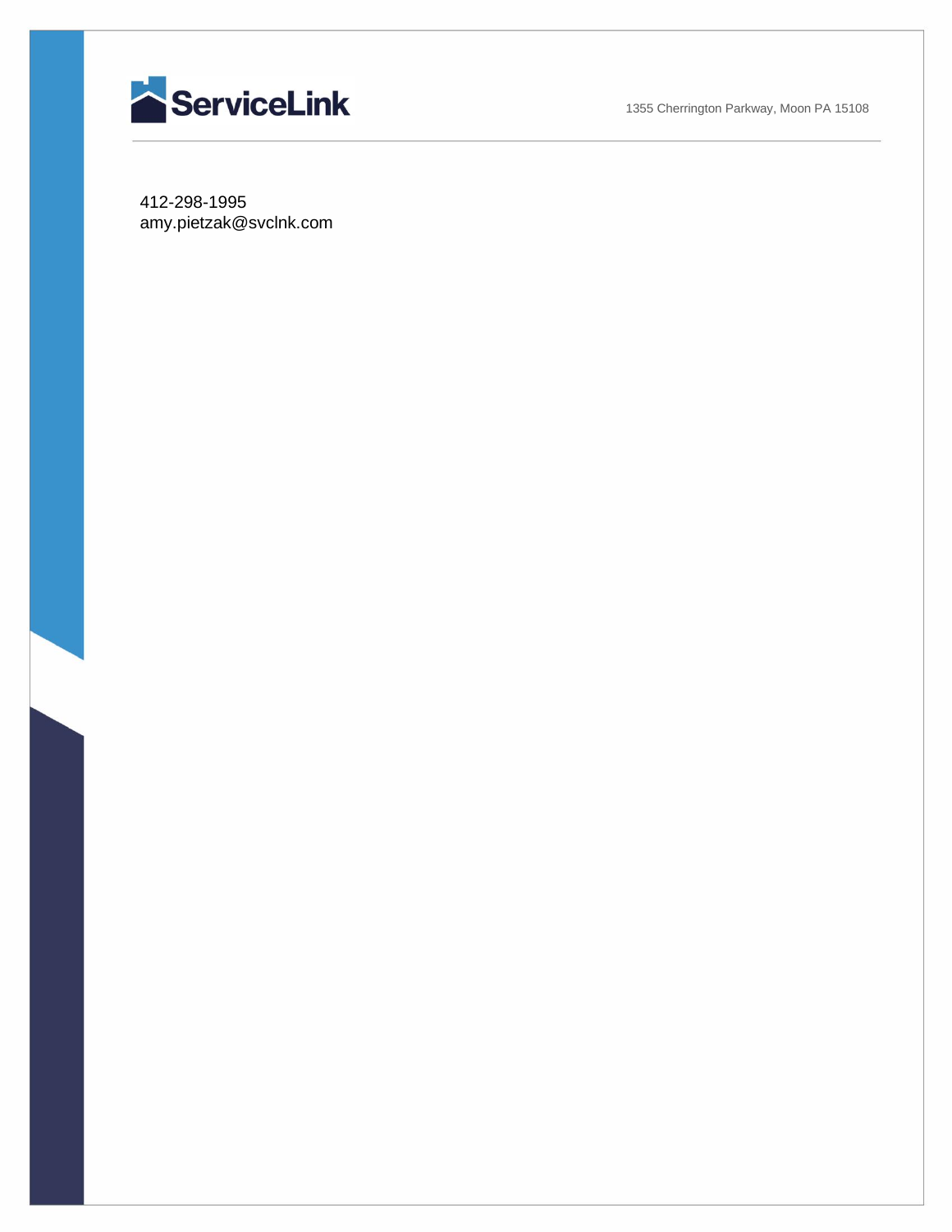ServiceLink

1355 Cherrington Parkway, Moon PA 15108

412-298-1995
amy.pietzak@svclnk.com